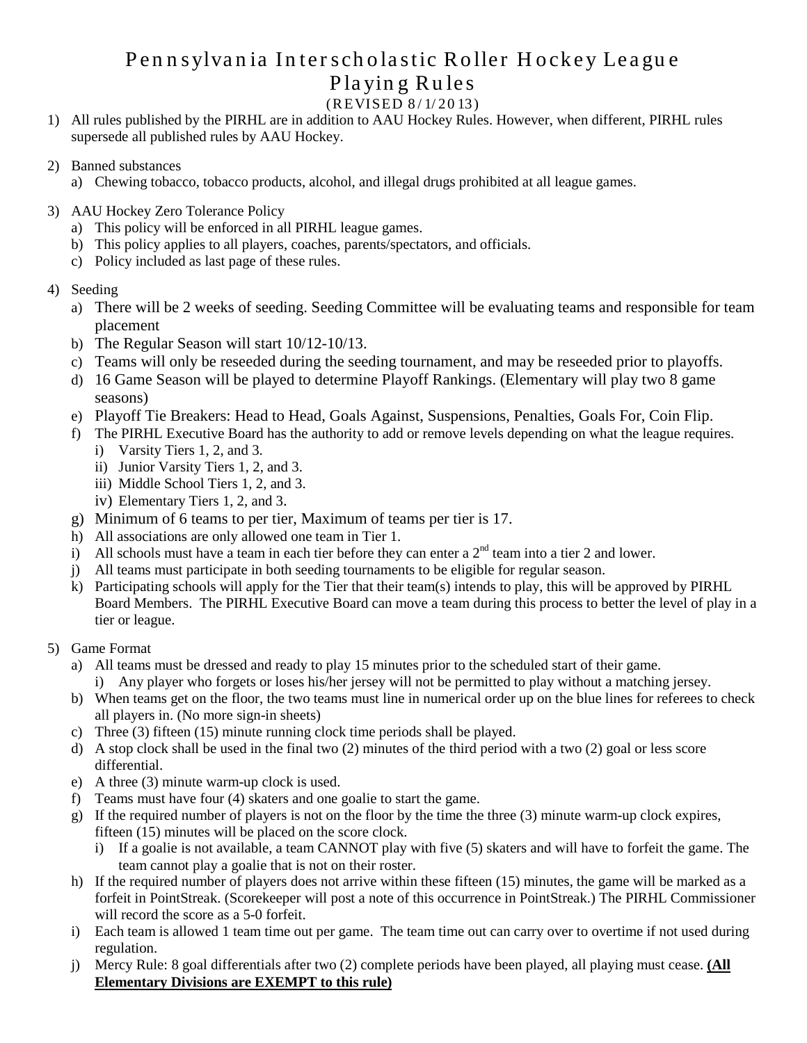# Pennsylvania Interscholastic Roller Hockey League
# Playing Rules

(REVISED 8/1/2013)

1) All rules published by the PIRHL are in addition to AAU Hockey Rules. However, when different, PIRHL rules supersede all published rules by AAU Hockey.

2) Banned substances
   a) Chewing tobacco, tobacco products, alcohol, and illegal drugs prohibited at all league games.

3) AAU Hockey Zero Tolerance Policy
   a) This policy will be enforced in all PIRHL league games.
   b) This policy applies to all players, coaches, parents/spectators, and officials.
   c) Policy included as last page of these rules.

4) Seeding
   a) There will be 2 weeks of seeding. Seeding Committee will be evaluating teams and responsible for team placement
   b) The Regular Season will start 10/12-10/13.
   c) Teams will only be reseeded during the seeding tournament, and may be reseeded prior to playoffs.
   d) 16 Game Season will be played to determine Playoff Rankings. (Elementary will play two 8 game seasons)
   e) Playoff Tie Breakers: Head to Head, Goals Against, Suspensions, Penalties, Goals For, Coin Flip.
   f) The PIRHL Executive Board has the authority to add or remove levels depending on what the league requires.
      i) Varsity Tiers 1, 2, and 3.
      ii) Junior Varsity Tiers 1, 2, and 3.
      iii) Middle School Tiers 1, 2, and 3.
      iv) Elementary Tiers 1, 2, and 3.
   g) Minimum of 6 teams to per tier, Maximum of teams per tier is 17.
   h) All associations are only allowed one team in Tier 1.
   i) All schools must have a team in each tier before they can enter a 2nd team into a tier 2 and lower.
   j) All teams must participate in both seeding tournaments to be eligible for regular season.
   k) Participating schools will apply for the Tier that their team(s) intends to play, this will be approved by PIRHL Board Members. The PIRHL Executive Board can move a team during this process to better the level of play in a tier or league.

5) Game Format
   a) All teams must be dressed and ready to play 15 minutes prior to the scheduled start of their game.
      i) Any player who forgets or loses his/her jersey will not be permitted to play without a matching jersey.
   b) When teams get on the floor, the two teams must line in numerical order up on the blue lines for referees to check all players in. (No more sign-in sheets)
   c) Three (3) fifteen (15) minute running clock time periods shall be played.
   d) A stop clock shall be used in the final two (2) minutes of the third period with a two (2) goal or less score differential.
   e) A three (3) minute warm-up clock is used.
   f) Teams must have four (4) skaters and one goalie to start the game.
   g) If the required number of players is not on the floor by the time the three (3) minute warm-up clock expires, fifteen (15) minutes will be placed on the score clock.
      i) If a goalie is not available, a team CANNOT play with five (5) skaters and will have to forfeit the game. The team cannot play a goalie that is not on their roster.
   h) If the required number of players does not arrive within these fifteen (15) minutes, the game will be marked as a forfeit in PointStreak. (Scorekeeper will post a note of this occurrence in PointStreak.) The PIRHL Commissioner will record the score as a 5-0 forfeit.
   i) Each team is allowed 1 team time out per game. The team time out can carry over to overtime if not used during regulation.
   j) Mercy Rule: 8 goal differentials after two (2) complete periods have been played, all playing must cease. **(All Elementary Divisions are EXEMPT to this rule)**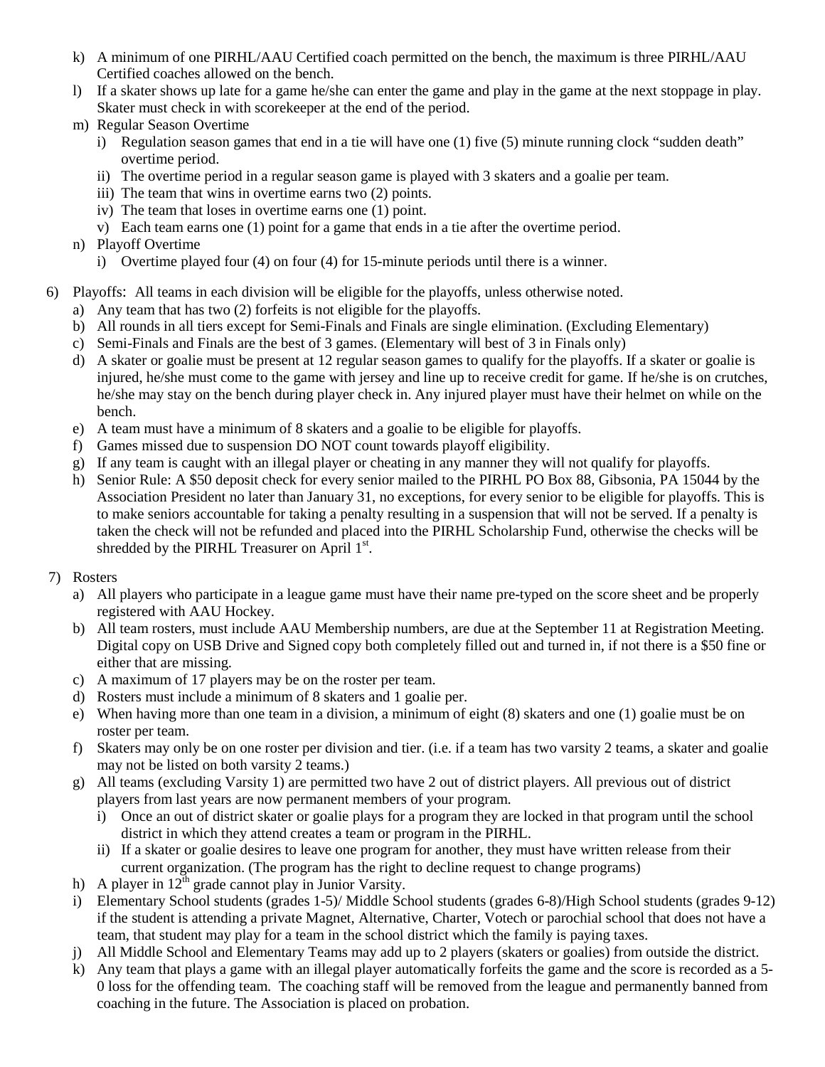k) A minimum of one PIRHL/AAU Certified coach permitted on the bench, the maximum is three PIRHL/AAU Certified coaches allowed on the bench.
l) If a skater shows up late for a game he/she can enter the game and play in the game at the next stoppage in play. Skater must check in with scorekeeper at the end of the period.
m) Regular Season Overtime
   i) Regulation season games that end in a tie will have one (1) five (5) minute running clock "sudden death" overtime period.
   ii) The overtime period in a regular season game is played with 3 skaters and a goalie per team.
   iii) The team that wins in overtime earns two (2) points.
   iv) The team that loses in overtime earns one (1) point.
   v) Each team earns one (1) point for a game that ends in a tie after the overtime period.
n) Playoff Overtime
   i) Overtime played four (4) on four (4) for 15-minute periods until there is a winner.

6) Playoffs: All teams in each division will be eligible for the playoffs, unless otherwise noted.
   a) Any team that has two (2) forfeits is not eligible for the playoffs.
   b) All rounds in all tiers except for Semi-Finals and Finals are single elimination. (Excluding Elementary)
   c) Semi-Finals and Finals are the best of 3 games. (Elementary will best of 3 in Finals only)
   d) A skater or goalie must be present at 12 regular season games to qualify for the playoffs. If a skater or goalie is injured, he/she must come to the game with jersey and line up to receive credit for game. If he/she is on crutches, he/she may stay on the bench during player check in. Any injured player must have their helmet on while on the bench.
   e) A team must have a minimum of 8 skaters and a goalie to be eligible for playoffs.
   f) Games missed due to suspension DO NOT count towards playoff eligibility.
   g) If any team is caught with an illegal player or cheating in any manner they will not qualify for playoffs.
   h) Senior Rule: A $50 deposit check for every senior mailed to the PIRHL PO Box 88, Gibsonia, PA 15044 by the Association President no later than January 31, no exceptions, for every senior to be eligible for playoffs. This is to make seniors accountable for taking a penalty resulting in a suspension that will not be served. If a penalty is taken the check will not be refunded and placed into the PIRHL Scholarship Fund, otherwise the checks will be shredded by the PIRHL Treasurer on April 1st.

7) Rosters
   a) All players who participate in a league game must have their name pre-typed on the score sheet and be properly registered with AAU Hockey.
   b) All team rosters, must include AAU Membership numbers, are due at the September 11 at Registration Meeting. Digital copy on USB Drive and Signed copy both completely filled out and turned in, if not there is a $50 fine or either that are missing.
   c) A maximum of 17 players may be on the roster per team.
   d) Rosters must include a minimum of 8 skaters and 1 goalie per.
   e) When having more than one team in a division, a minimum of eight (8) skaters and one (1) goalie must be on roster per team.
   f) Skaters may only be on one roster per division and tier. (i.e. if a team has two varsity 2 teams, a skater and goalie may not be listed on both varsity 2 teams.)
   g) All teams (excluding Varsity 1) are permitted two have 2 out of district players. All previous out of district players from last years are now permanent members of your program.
      i) Once an out of district skater or goalie plays for a program they are locked in that program until the school district in which they attend creates a team or program in the PIRHL.
      ii) If a skater or goalie desires to leave one program for another, they must have written release from their current organization. (The program has the right to decline request to change programs)
   h) A player in 12th grade cannot play in Junior Varsity.
   i) Elementary School students (grades 1-5)/ Middle School students (grades 6-8)/High School students (grades 9-12) if the student is attending a private Magnet, Alternative, Charter, Votech or parochial school that does not have a team, that student may play for a team in the school district which the family is paying taxes.
   j) All Middle School and Elementary Teams may add up to 2 players (skaters or goalies) from outside the district.
   k) Any team that plays a game with an illegal player automatically forfeits the game and the score is recorded as a 5-0 loss for the offending team. The coaching staff will be removed from the league and permanently banned from coaching in the future. The Association is placed on probation.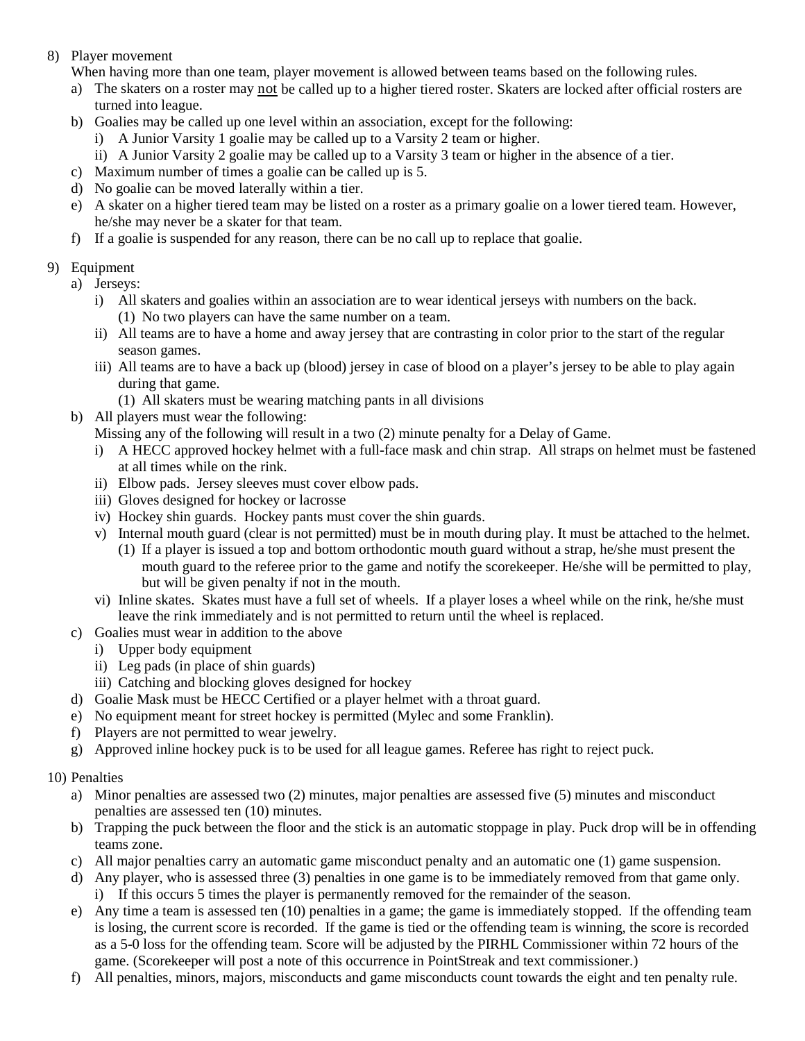8) Player movement

When having more than one team, player movement is allowed between teams based on the following rules.

a) The skaters on a roster may <u>not</u> be called up to a higher tiered roster. Skaters are locked after official rosters are turned into league.
b) Goalies may be called up one level within an association, except for the following:
   i) A Junior Varsity 1 goalie may be called up to a Varsity 2 team or higher.
   ii) A Junior Varsity 2 goalie may be called up to a Varsity 3 team or higher in the absence of a tier.
c) Maximum number of times a goalie can be called up is 5.
d) No goalie can be moved laterally within a tier.
e) A skater on a higher tiered team may be listed on a roster as a primary goalie on a lower tiered team. However, he/she may never be a skater for that team.
f) If a goalie is suspended for any reason, there can be no call up to replace that goalie.

9) Equipment

a) Jerseys:
   i) All skaters and goalies within an association are to wear identical jerseys with numbers on the back.
      (1) No two players can have the same number on a team.
   ii) All teams are to have a home and away jersey that are contrasting in color prior to the start of the regular season games.
   iii) All teams are to have a back up (blood) jersey in case of blood on a player's jersey to be able to play again during that game.
      (1) All skaters must be wearing matching pants in all divisions
b) All players must wear the following:

   Missing any of the following will result in a two (2) minute penalty for a Delay of Game.
   i) A HECC approved hockey helmet with a full-face mask and chin strap. All straps on helmet must be fastened at all times while on the rink.
   ii) Elbow pads. Jersey sleeves must cover elbow pads.
   iii) Gloves designed for hockey or lacrosse
   iv) Hockey shin guards. Hockey pants must cover the shin guards.
   v) Internal mouth guard (clear is not permitted) must be in mouth during play. It must be attached to the helmet.
      (1) If a player is issued a top and bottom orthodontic mouth guard without a strap, he/she must present the mouth guard to the referee prior to the game and notify the scorekeeper. He/she will be permitted to play, but will be given penalty if not in the mouth.
   vi) Inline skates. Skates must have a full set of wheels. If a player loses a wheel while on the rink, he/she must leave the rink immediately and is not permitted to return until the wheel is replaced.
c) Goalies must wear in addition to the above
   i) Upper body equipment
   ii) Leg pads (in place of shin guards)
   iii) Catching and blocking gloves designed for hockey
d) Goalie Mask must be HECC Certified or a player helmet with a throat guard.
e) No equipment meant for street hockey is permitted (Mylec and some Franklin).
f) Players are not permitted to wear jewelry.
g) Approved inline hockey puck is to be used for all league games. Referee has right to reject puck.

10) Penalties

a) Minor penalties are assessed two (2) minutes, major penalties are assessed five (5) minutes and misconduct penalties are assessed ten (10) minutes.
b) Trapping the puck between the floor and the stick is an automatic stoppage in play. Puck drop will be in offending teams zone.
c) All major penalties carry an automatic game misconduct penalty and an automatic one (1) game suspension.
d) Any player, who is assessed three (3) penalties in one game is to be immediately removed from that game only.
   i) If this occurs 5 times the player is permanently removed for the remainder of the season.
e) Any time a team is assessed ten (10) penalties in a game; the game is immediately stopped. If the offending team is losing, the current score is recorded. If the game is tied or the offending team is winning, the score is recorded as a 5-0 loss for the offending team. Score will be adjusted by the PIRHL Commissioner within 72 hours of the game. (Scorekeeper will post a note of this occurrence in PointStreak and text commissioner.)
f) All penalties, minors, majors, misconducts and game misconducts count towards the eight and ten penalty rule.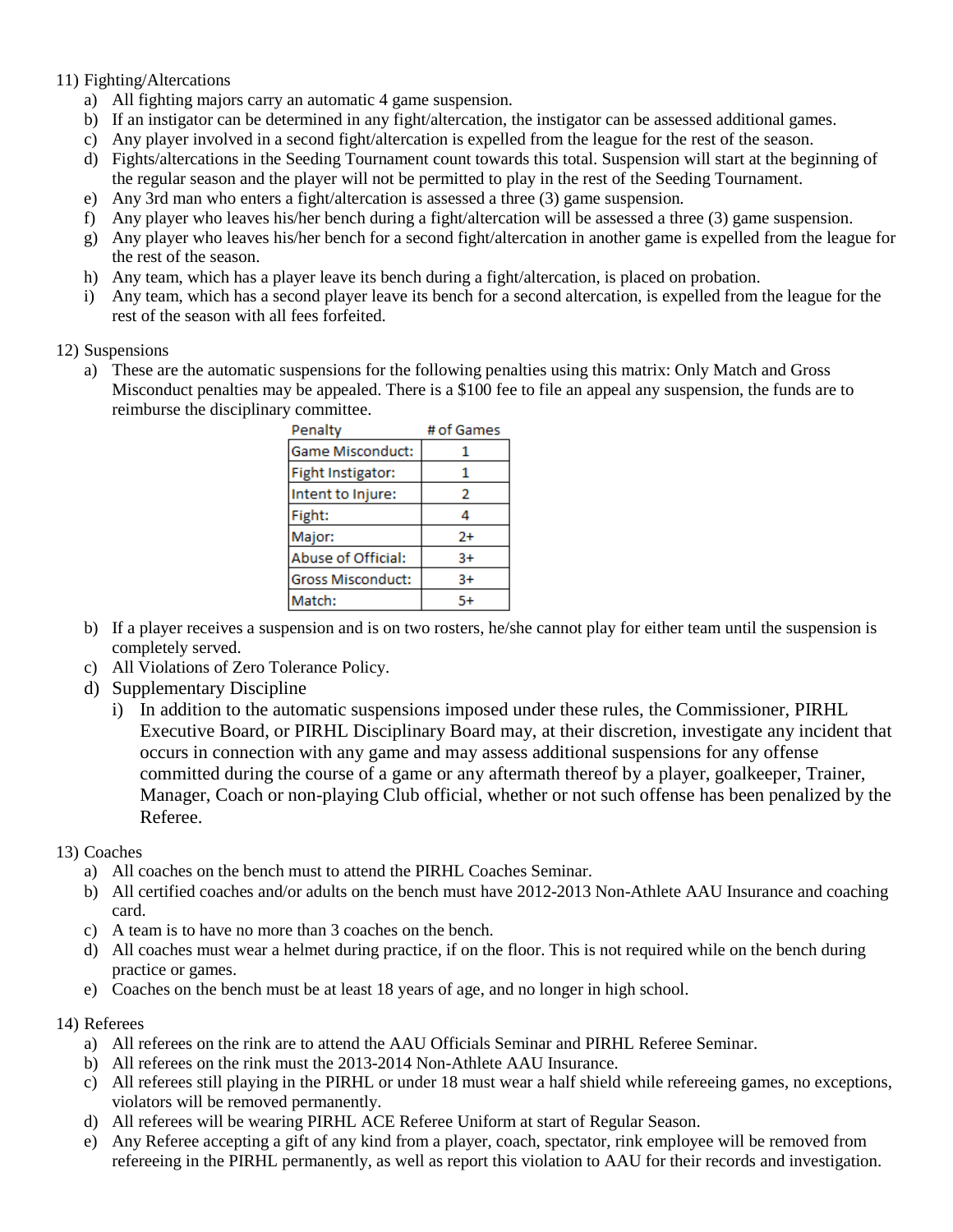11) Fighting/Altercations
   a) All fighting majors carry an automatic 4 game suspension.
   b) If an instigator can be determined in any fight/altercation, the instigator can be assessed additional games.
   c) Any player involved in a second fight/altercation is expelled from the league for the rest of the season.
   d) Fights/altercations in the Seeding Tournament count towards this total. Suspension will start at the beginning of the regular season and the player will not be permitted to play in the rest of the Seeding Tournament.
   e) Any 3rd man who enters a fight/altercation is assessed a three (3) game suspension.
   f) Any player who leaves his/her bench during a fight/altercation will be assessed a three (3) game suspension.
   g) Any player who leaves his/her bench for a second fight/altercation in another game is expelled from the league for the rest of the season.
   h) Any team, which has a player leave its bench during a fight/altercation, is placed on probation.
   i) Any team, which has a second player leave its bench for a second altercation, is expelled from the league for the rest of the season with all fees forfeited.

12) Suspensions
   a) These are the automatic suspensions for the following penalties using this matrix: Only Match and Gross Misconduct penalties may be appealed. There is a $100 fee to file an appeal any suspension, the funds are to reimburse the disciplinary committee.

| Penalty | # of Games |
|---|---|
| Game Misconduct: | 1 |
| Fight Instigator: | 1 |
| Intent to Injure: | 2 |
| Fight: | 4 |
| Major: | 2+ |
| Abuse of Official: | 3+ |
| Gross Misconduct: | 3+ |
| Match: | 5+ |

   b) If a player receives a suspension and is on two rosters, he/she cannot play for either team until the suspension is completely served.
   c) All Violations of Zero Tolerance Policy.
   d) Supplementary Discipline
      i) In addition to the automatic suspensions imposed under these rules, the Commissioner, PIRHL Executive Board, or PIRHL Disciplinary Board may, at their discretion, investigate any incident that occurs in connection with any game and may assess additional suspensions for any offense committed during the course of a game or any aftermath thereof by a player, goalkeeper, Trainer, Manager, Coach or non-playing Club official, whether or not such offense has been penalized by the Referee.

13) Coaches
   a) All coaches on the bench must to attend the PIRHL Coaches Seminar.
   b) All certified coaches and/or adults on the bench must have 2012-2013 Non-Athlete AAU Insurance and coaching card.
   c) A team is to have no more than 3 coaches on the bench.
   d) All coaches must wear a helmet during practice, if on the floor. This is not required while on the bench during practice or games.
   e) Coaches on the bench must be at least 18 years of age, and no longer in high school.

14) Referees
   a) All referees on the rink are to attend the AAU Officials Seminar and PIRHL Referee Seminar.
   b) All referees on the rink must the 2013-2014 Non-Athlete AAU Insurance.
   c) All referees still playing in the PIRHL or under 18 must wear a half shield while refereeing games, no exceptions, violators will be removed permanently.
   d) All referees will be wearing PIRHL ACE Referee Uniform at start of Regular Season.
   e) Any Referee accepting a gift of any kind from a player, coach, spectator, rink employee will be removed from refereeing in the PIRHL permanently, as well as report this violation to AAU for their records and investigation.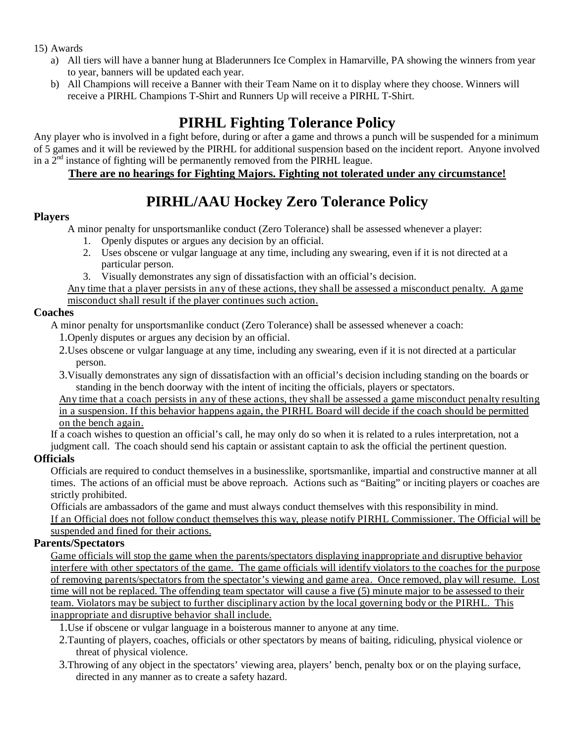15) Awards
   a) All tiers will have a banner hung at Bladerunners Ice Complex in Hamarville, PA showing the winners from year to year, banners will be updated each year.
   b) All Champions will receive a Banner with their Team Name on it to display where they choose. Winners will receive a PIRHL Champions T-Shirt and Runners Up will receive a PIRHL T-Shirt.

# PIRHL Fighting Tolerance Policy

Any player who is involved in a fight before, during or after a game and throws a punch will be suspended for a minimum of 5 games and it will be reviewed by the PIRHL for additional suspension based on the incident report. Anyone involved in a 2nd instance of fighting will be permanently removed from the PIRHL league.

**There are no hearings for Fighting Majors. Fighting not tolerated under any circumstance!**

# PIRHL/AAU Hockey Zero Tolerance Policy

**Players**

A minor penalty for unsportsmanlike conduct (Zero Tolerance) shall be assessed whenever a player:

1. Openly disputes or argues any decision by an official.
2. Uses obscene or vulgar language at any time, including any swearing, even if it is not directed at a particular person.
3. Visually demonstrates any sign of dissatisfaction with an official's decision.

Any time that a player persists in any of these actions, they shall be assessed a misconduct penalty. A game misconduct shall result if the player continues such action.

**Coaches**

A minor penalty for unsportsmanlike conduct (Zero Tolerance) shall be assessed whenever a coach:

1. Openly disputes or argues any decision by an official.
2. Uses obscene or vulgar language at any time, including any swearing, even if it is not directed at a particular person.
3. Visually demonstrates any sign of dissatisfaction with an official's decision including standing on the boards or standing in the bench doorway with the intent of inciting the officials, players or spectators.

Any time that a coach persists in any of these actions, they shall be assessed a game misconduct penalty resulting in a suspension. If this behavior happens again, the PIRHL Board will decide if the coach should be permitted on the bench again.

If a coach wishes to question an official's call, he may only do so when it is related to a rules interpretation, not a judgment call. The coach should send his captain or assistant captain to ask the official the pertinent question.

**Officials**

Officials are required to conduct themselves in a businesslike, sportsmanlike, impartial and constructive manner at all times. The actions of an official must be above reproach. Actions such as "Baiting" or inciting players or coaches are strictly prohibited.

Officials are ambassadors of the game and must always conduct themselves with this responsibility in mind.

If an Official does not follow conduct themselves this way, please notify PIRHL Commissioner. The Official will be suspended and fined for their actions.

**Parents/Spectators**

Game officials will stop the game when the parents/spectators displaying inappropriate and disruptive behavior interfere with other spectators of the game. The game officials will identify violators to the coaches for the purpose of removing parents/spectators from the spectator's viewing and game area. Once removed, play will resume. Lost time will not be replaced. The offending team spectator will cause a five (5) minute major to be assessed to their team. Violators may be subject to further disciplinary action by the local governing body or the PIRHL. This inappropriate and disruptive behavior shall include.

1. Use if obscene or vulgar language in a boisterous manner to anyone at any time.
2. Taunting of players, coaches, officials or other spectators by means of baiting, ridiculing, physical violence or threat of physical violence.
3. Throwing of any object in the spectators' viewing area, players' bench, penalty box or on the playing surface, directed in any manner as to create a safety hazard.